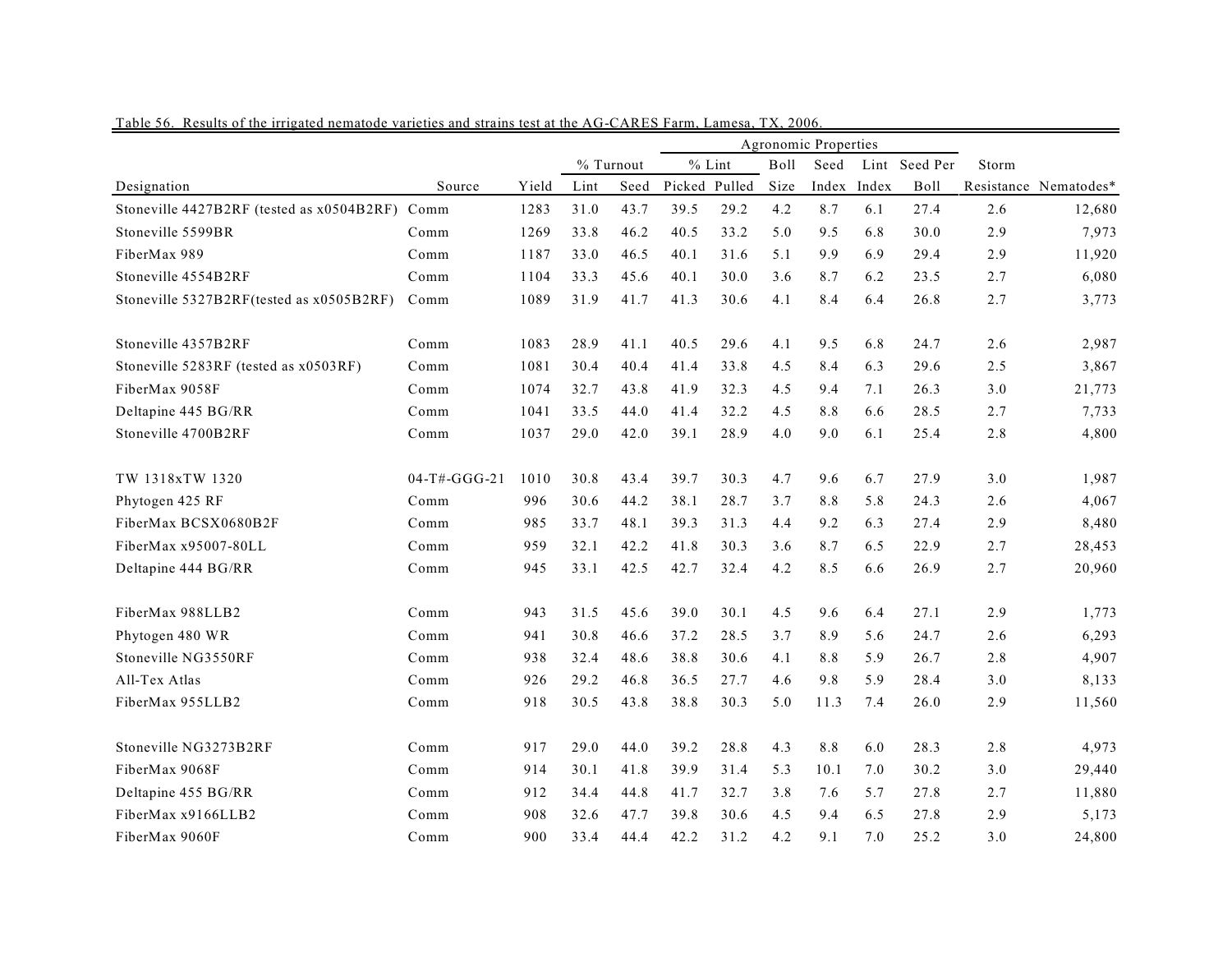Table 56. Results of the irrigated nematode varieties and strains test at the AG-CARES Farm, Lamesa, TX, 2006.

| | | | Agronomic Properties | | | | | | | | | | |
|---|---|---|---|---|---|---|---|---|---|---|---|---|---|
| | | | % Turnout | | % Lint | | Boll | Seed | Lint | Seed Per | Storm | |
| Designation | Source | Yield | Lint | Seed | Picked | Pulled | Size | Index | Index | Boll | Resistance | Nematodes* |
| Stoneville 4427B2RF (tested as x0504B2RF) | Comm | 1283 | 31.0 | 43.7 | 39.5 | 29.2 | 4.2 | 8.7 | 6.1 | 27.4 | 2.6 | 12,680 |
| Stoneville 5599BR | Comm | 1269 | 33.8 | 46.2 | 40.5 | 33.2 | 5.0 | 9.5 | 6.8 | 30.0 | 2.9 | 7,973 |
| FiberMax 989 | Comm | 1187 | 33.0 | 46.5 | 40.1 | 31.6 | 5.1 | 9.9 | 6.9 | 29.4 | 2.9 | 11,920 |
| Stoneville 4554B2RF | Comm | 1104 | 33.3 | 45.6 | 40.1 | 30.0 | 3.6 | 8.7 | 6.2 | 23.5 | 2.7 | 6,080 |
| Stoneville 5327B2RF(tested as x0505B2RF) | Comm | 1089 | 31.9 | 41.7 | 41.3 | 30.6 | 4.1 | 8.4 | 6.4 | 26.8 | 2.7 | 3,773 |
| Stoneville 4357B2RF | Comm | 1083 | 28.9 | 41.1 | 40.5 | 29.6 | 4.1 | 9.5 | 6.8 | 24.7 | 2.6 | 2,987 |
| Stoneville 5283RF (tested as x0503RF) | Comm | 1081 | 30.4 | 40.4 | 41.4 | 33.8 | 4.5 | 8.4 | 6.3 | 29.6 | 2.5 | 3,867 |
| FiberMax 9058F | Comm | 1074 | 32.7 | 43.8 | 41.9 | 32.3 | 4.5 | 9.4 | 7.1 | 26.3 | 3.0 | 21,773 |
| Deltapine 445 BG/RR | Comm | 1041 | 33.5 | 44.0 | 41.4 | 32.2 | 4.5 | 8.8 | 6.6 | 28.5 | 2.7 | 7,733 |
| Stoneville 4700B2RF | Comm | 1037 | 29.0 | 42.0 | 39.1 | 28.9 | 4.0 | 9.0 | 6.1 | 25.4 | 2.8 | 4,800 |
| TW 1318xTW 1320 | 04-T#-GGG-21 | 1010 | 30.8 | 43.4 | 39.7 | 30.3 | 4.7 | 9.6 | 6.7 | 27.9 | 3.0 | 1,987 |
| Phytogen 425 RF | Comm | 996 | 30.6 | 44.2 | 38.1 | 28.7 | 3.7 | 8.8 | 5.8 | 24.3 | 2.6 | 4,067 |
| FiberMax BCSX0680B2F | Comm | 985 | 33.7 | 48.1 | 39.3 | 31.3 | 4.4 | 9.2 | 6.3 | 27.4 | 2.9 | 8,480 |
| FiberMax x95007-80LL | Comm | 959 | 32.1 | 42.2 | 41.8 | 30.3 | 3.6 | 8.7 | 6.5 | 22.9 | 2.7 | 28,453 |
| Deltapine 444 BG/RR | Comm | 945 | 33.1 | 42.5 | 42.7 | 32.4 | 4.2 | 8.5 | 6.6 | 26.9 | 2.7 | 20,960 |
| FiberMax 988LLB2 | Comm | 943 | 31.5 | 45.6 | 39.0 | 30.1 | 4.5 | 9.6 | 6.4 | 27.1 | 2.9 | 1,773 |
| Phytogen 480 WR | Comm | 941 | 30.8 | 46.6 | 37.2 | 28.5 | 3.7 | 8.9 | 5.6 | 24.7 | 2.6 | 6,293 |
| Stoneville NG3550RF | Comm | 938 | 32.4 | 48.6 | 38.8 | 30.6 | 4.1 | 8.8 | 5.9 | 26.7 | 2.8 | 4,907 |
| All-Tex Atlas | Comm | 926 | 29.2 | 46.8 | 36.5 | 27.7 | 4.6 | 9.8 | 5.9 | 28.4 | 3.0 | 8,133 |
| FiberMax 955LLB2 | Comm | 918 | 30.5 | 43.8 | 38.8 | 30.3 | 5.0 | 11.3 | 7.4 | 26.0 | 2.9 | 11,560 |
| Stoneville NG3273B2RF | Comm | 917 | 29.0 | 44.0 | 39.2 | 28.8 | 4.3 | 8.8 | 6.0 | 28.3 | 2.8 | 4,973 |
| FiberMax 9068F | Comm | 914 | 30.1 | 41.8 | 39.9 | 31.4 | 5.3 | 10.1 | 7.0 | 30.2 | 3.0 | 29,440 |
| Deltapine 455 BG/RR | Comm | 912 | 34.4 | 44.8 | 41.7 | 32.7 | 3.8 | 7.6 | 5.7 | 27.8 | 2.7 | 11,880 |
| FiberMax x9166LLB2 | Comm | 908 | 32.6 | 47.7 | 39.8 | 30.6 | 4.5 | 9.4 | 6.5 | 27.8 | 2.9 | 5,173 |
| FiberMax 9060F | Comm | 900 | 33.4 | 44.4 | 42.2 | 31.2 | 4.2 | 9.1 | 7.0 | 25.2 | 3.0 | 24,800 |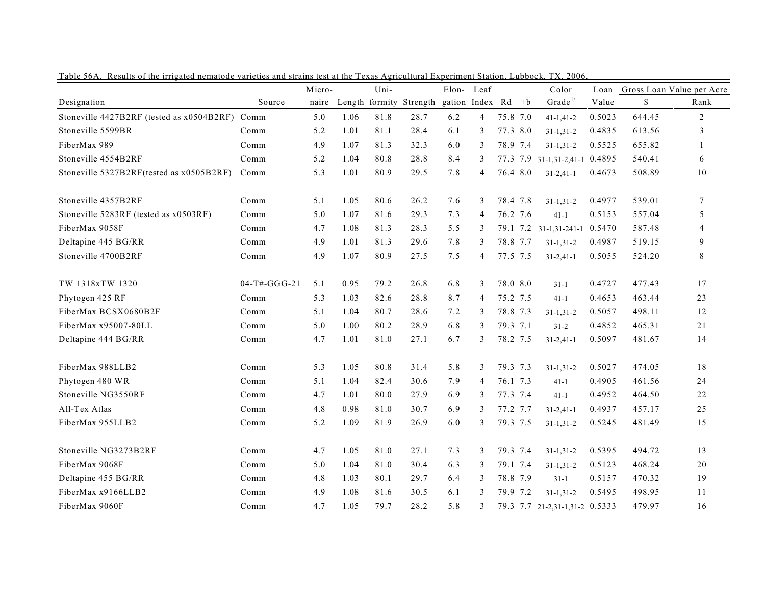Table 56A. Results of the irrigated nematode varieties and strains test at the Texas Agricultural Experiment Station, Lubbock, TX, 2006.

| Designation | Source | Micro-naire | Length | Uni-formity | Strength | Elon-gation | Leaf Index | Rd | +b | Color Grade[1/] | Loan Value | Gross Loan Value per Acre $ | Rank |
|---|---|---|---|---|---|---|---|---|---|---|---|---|---|
| Stoneville 4427B2RF (tested as x0504B2RF) | Comm | 5.0 | 1.06 | 81.8 | 28.7 | 6.2 | 4 | 75.8 | 7.0 | 41-1,41-2 | 0.5023 | 644.45 | 2 |
| Stoneville 5599BR | Comm | 5.2 | 1.01 | 81.1 | 28.4 | 6.1 | 3 | 77.3 | 8.0 | 31-1,31-2 | 0.4835 | 613.56 | 3 |
| FiberMax 989 | Comm | 4.9 | 1.07 | 81.3 | 32.3 | 6.0 | 3 | 78.9 | 7.4 | 31-1,31-2 | 0.5525 | 655.82 | 1 |
| Stoneville 4554B2RF | Comm | 5.2 | 1.04 | 80.8 | 28.8 | 8.4 | 3 | 77.3 | 7.9 | 31-1,31-2,41-1 | 0.4895 | 540.41 | 6 |
| Stoneville 5327B2RF(tested as x0505B2RF) | Comm | 5.3 | 1.01 | 80.9 | 29.5 | 7.8 | 4 | 76.4 | 8.0 | 31-2,41-1 | 0.4673 | 508.89 | 10 |
| Stoneville 4357B2RF | Comm | 5.1 | 1.05 | 80.6 | 26.2 | 7.6 | 3 | 78.4 | 7.8 | 31-1,31-2 | 0.4977 | 539.01 | 7 |
| Stoneville 5283RF (tested as x0503RF) | Comm | 5.0 | 1.07 | 81.6 | 29.3 | 7.3 | 4 | 76.2 | 7.6 | 41-1 | 0.5153 | 557.04 | 5 |
| FiberMax 9058F | Comm | 4.7 | 1.08 | 81.3 | 28.3 | 5.5 | 3 | 79.1 | 7.2 | 31-1,31-241-1 | 0.5470 | 587.48 | 4 |
| Deltapine 445 BG/RR | Comm | 4.9 | 1.01 | 81.3 | 29.6 | 7.8 | 3 | 78.8 | 7.7 | 31-1,31-2 | 0.4987 | 519.15 | 9 |
| Stoneville 4700B2RF | Comm | 4.9 | 1.07 | 80.9 | 27.5 | 7.5 | 4 | 77.5 | 7.5 | 31-2,41-1 | 0.5055 | 524.20 | 8 |
| TW 1318xTW 1320 | 04-T#-GGG-21 | 5.1 | 0.95 | 79.2 | 26.8 | 6.8 | 3 | 78.0 | 8.0 | 31-1 | 0.4727 | 477.43 | 17 |
| Phytogen 425 RF | Comm | 5.3 | 1.03 | 82.6 | 28.8 | 8.7 | 4 | 75.2 | 7.5 | 41-1 | 0.4653 | 463.44 | 23 |
| FiberMax BCSX0680B2F | Comm | 5.1 | 1.04 | 80.7 | 28.6 | 7.2 | 3 | 78.8 | 7.3 | 31-1,31-2 | 0.5057 | 498.11 | 12 |
| FiberMax x95007-80LL | Comm | 5.0 | 1.00 | 80.2 | 28.9 | 6.8 | 3 | 79.3 | 7.1 | 31-2 | 0.4852 | 465.31 | 21 |
| Deltapine 444 BG/RR | Comm | 4.7 | 1.01 | 81.0 | 27.1 | 6.7 | 3 | 78.2 | 7.5 | 31-2,41-1 | 0.5097 | 481.67 | 14 |
| FiberMax 988LLB2 | Comm | 5.3 | 1.05 | 80.8 | 31.4 | 5.8 | 3 | 79.3 | 7.3 | 31-1,31-2 | 0.5027 | 474.05 | 18 |
| Phytogen 480 WR | Comm | 5.1 | 1.04 | 82.4 | 30.6 | 7.9 | 4 | 76.1 | 7.3 | 41-1 | 0.4905 | 461.56 | 24 |
| Stoneville NG3550RF | Comm | 4.7 | 1.01 | 80.0 | 27.9 | 6.9 | 3 | 77.3 | 7.4 | 41-1 | 0.4952 | 464.50 | 22 |
| All-Tex Atlas | Comm | 4.8 | 0.98 | 81.0 | 30.7 | 6.9 | 3 | 77.2 | 7.7 | 31-2,41-1 | 0.4937 | 457.17 | 25 |
| FiberMax 955LLB2 | Comm | 5.2 | 1.09 | 81.9 | 26.9 | 6.0 | 3 | 79.3 | 7.5 | 31-1,31-2 | 0.5245 | 481.49 | 15 |
| Stoneville NG3273B2RF | Comm | 4.7 | 1.05 | 81.0 | 27.1 | 7.3 | 3 | 79.3 | 7.4 | 31-1,31-2 | 0.5395 | 494.72 | 13 |
| FiberMax 9068F | Comm | 5.0 | 1.04 | 81.0 | 30.4 | 6.3 | 3 | 79.1 | 7.4 | 31-1,31-2 | 0.5123 | 468.24 | 20 |
| Deltapine 455 BG/RR | Comm | 4.8 | 1.03 | 80.1 | 29.7 | 6.4 | 3 | 78.8 | 7.9 | 31-1 | 0.5157 | 470.32 | 19 |
| FiberMax x9166LLB2 | Comm | 4.9 | 1.08 | 81.6 | 30.5 | 6.1 | 3 | 79.9 | 7.2 | 31-1,31-2 | 0.5495 | 498.95 | 11 |
| FiberMax 9060F | Comm | 4.7 | 1.05 | 79.7 | 28.2 | 5.8 | 3 | 79.3 | 7.7 | 21-2,31-1,31-2 | 0.5333 | 479.97 | 16 |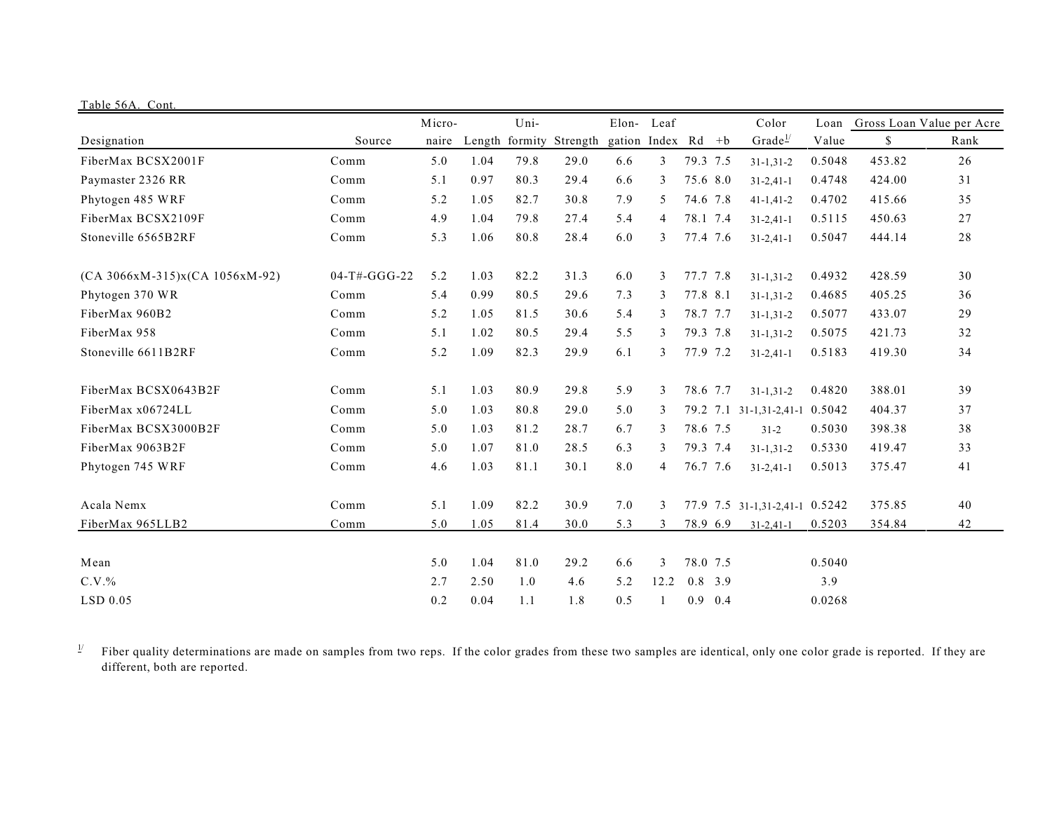Table 56A. Cont.

| Designation | Source | Micro-naire | Length | Uni-formity | Strength | Elon-gation | Leaf Index | Rd | +b | Color Grade[1/] | Loan Value | Gross Loan Value per Acre $ | Rank |
|---|---|---|---|---|---|---|---|---|---|---|---|---|---|
| FiberMax BCSX2001F | Comm | 5.0 | 1.04 | 79.8 | 29.0 | 6.6 | 3 | 79.3 | 7.5 | 31-1,31-2 | 0.5048 | 453.82 | 26 |
| Paymaster 2326 RR | Comm | 5.1 | 0.97 | 80.3 | 29.4 | 6.6 | 3 | 75.6 | 8.0 | 31-2,41-1 | 0.4748 | 424.00 | 31 |
| Phytogen 485 WRF | Comm | 5.2 | 1.05 | 82.7 | 30.8 | 7.9 | 5 | 74.6 | 7.8 | 41-1,41-2 | 0.4702 | 415.66 | 35 |
| FiberMax BCSX2109F | Comm | 4.9 | 1.04 | 79.8 | 27.4 | 5.4 | 4 | 78.1 | 7.4 | 31-2,41-1 | 0.5115 | 450.63 | 27 |
| Stoneville 6565B2RF | Comm | 5.3 | 1.06 | 80.8 | 28.4 | 6.0 | 3 | 77.4 | 7.6 | 31-2,41-1 | 0.5047 | 444.14 | 28 |
| (CA 3066xM-315)x(CA 1056xM-92) | 04-T#-GGG-22 | 5.2 | 1.03 | 82.2 | 31.3 | 6.0 | 3 | 77.7 | 7.8 | 31-1,31-2 | 0.4932 | 428.59 | 30 |
| Phytogen 370 WR | Comm | 5.4 | 0.99 | 80.5 | 29.6 | 7.3 | 3 | 77.8 | 8.1 | 31-1,31-2 | 0.4685 | 405.25 | 36 |
| FiberMax 960B2 | Comm | 5.2 | 1.05 | 81.5 | 30.6 | 5.4 | 3 | 78.7 | 7.7 | 31-1,31-2 | 0.5077 | 433.07 | 29 |
| FiberMax 958 | Comm | 5.1 | 1.02 | 80.5 | 29.4 | 5.5 | 3 | 79.3 | 7.8 | 31-1,31-2 | 0.5075 | 421.73 | 32 |
| Stoneville 6611B2RF | Comm | 5.2 | 1.09 | 82.3 | 29.9 | 6.1 | 3 | 77.9 | 7.2 | 31-2,41-1 | 0.5183 | 419.30 | 34 |
| FiberMax BCSX0643B2F | Comm | 5.1 | 1.03 | 80.9 | 29.8 | 5.9 | 3 | 78.6 | 7.7 | 31-1,31-2 | 0.4820 | 388.01 | 39 |
| FiberMax x06724LL | Comm | 5.0 | 1.03 | 80.8 | 29.0 | 5.0 | 3 | 79.2 | 7.1 | 31-1,31-2,41-1 | 0.5042 | 404.37 | 37 |
| FiberMax BCSX3000B2F | Comm | 5.0 | 1.03 | 81.2 | 28.7 | 6.7 | 3 | 78.6 | 7.5 | 31-2 | 0.5030 | 398.38 | 38 |
| FiberMax 9063B2F | Comm | 5.0 | 1.07 | 81.0 | 28.5 | 6.3 | 3 | 79.3 | 7.4 | 31-1,31-2 | 0.5330 | 419.47 | 33 |
| Phytogen 745 WRF | Comm | 4.6 | 1.03 | 81.1 | 30.1 | 8.0 | 4 | 76.7 | 7.6 | 31-2,41-1 | 0.5013 | 375.47 | 41 |
| Acala Nemx | Comm | 5.1 | 1.09 | 82.2 | 30.9 | 7.0 | 3 | 77.9 | 7.5 | 31-1,31-2,41-1 | 0.5242 | 375.85 | 40 |
| FiberMax 965LLB2 | Comm | 5.0 | 1.05 | 81.4 | 30.0 | 5.3 | 3 | 78.9 | 6.9 | 31-2,41-1 | 0.5203 | 354.84 | 42 |
| Mean | | 5.0 | 1.04 | 81.0 | 29.2 | 6.6 | 3 | 78.0 | 7.5 | | 0.5040 | | |
| C.V.% | | 2.7 | 2.50 | 1.0 | 4.6 | 5.2 | 12.2 | 0.8 | 3.9 | | 3.9 | | |
| LSD 0.05 | | 0.2 | 0.04 | 1.1 | 1.8 | 0.5 | 1 | 0.9 | 0.4 | | 0.0268 | | |

[1/] Fiber quality determinations are made on samples from two reps. If the color grades from these two samples are identical, only one color grade is reported. If they are different, both are reported.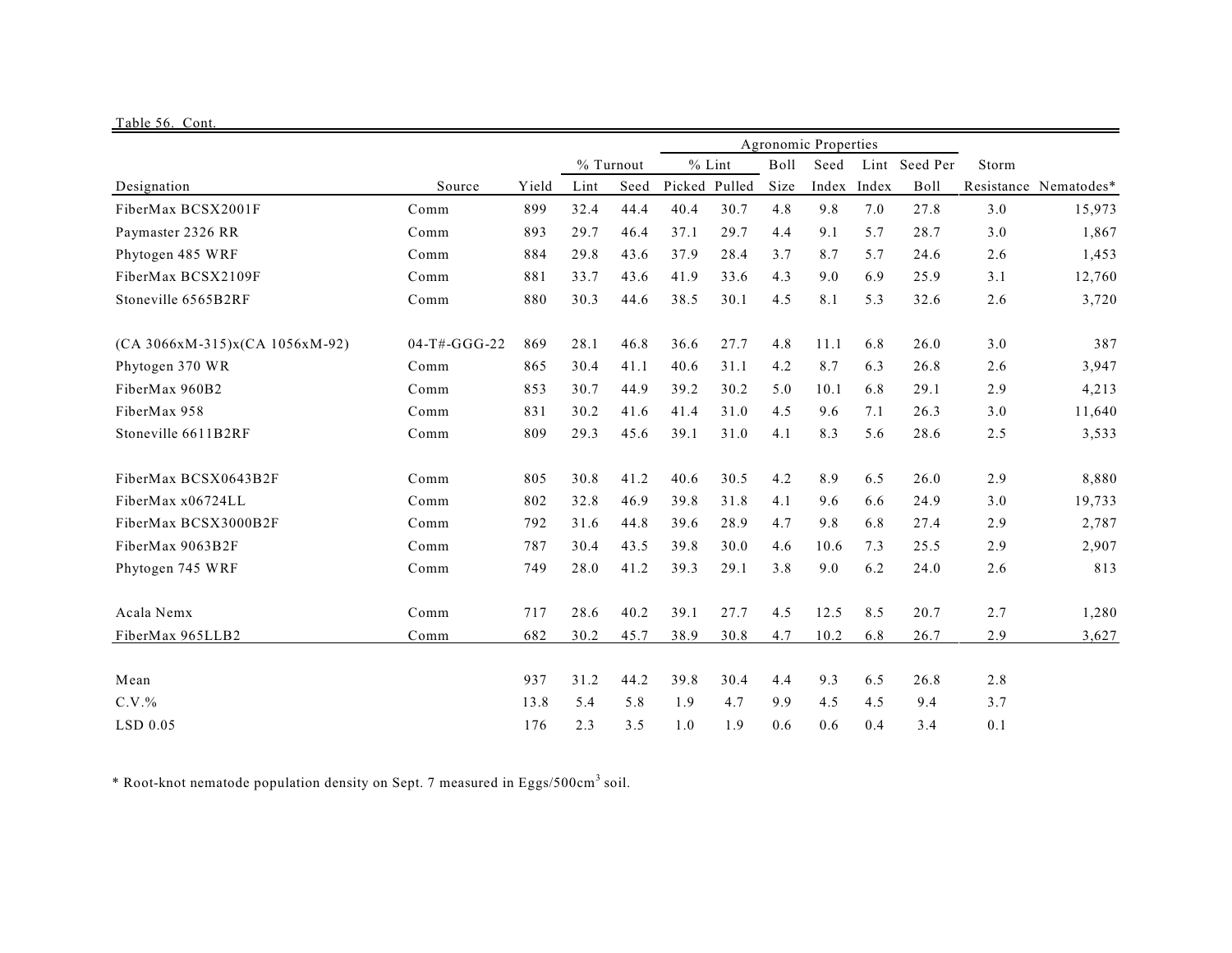Table 56. Cont.

| | | | % Turnout | | % Lint | | Agronomic Properties | | | | | |
|---|---|---|---|---|---|---|---|---|---|---|---|---|
| | | | | | | | Boll | Seed | Lint | Seed Per | Storm | |
| Designation | Source | Yield | Lint | Seed | Picked | Pulled | Size | Index | Index | Boll | Resistance | Nematodes* |
| FiberMax BCSX2001F | Comm | 899 | 32.4 | 44.4 | 40.4 | 30.7 | 4.8 | 9.8 | 7.0 | 27.8 | 3.0 | 15,973 |
| Paymaster 2326 RR | Comm | 893 | 29.7 | 46.4 | 37.1 | 29.7 | 4.4 | 9.1 | 5.7 | 28.7 | 3.0 | 1,867 |
| Phytogen 485 WRF | Comm | 884 | 29.8 | 43.6 | 37.9 | 28.4 | 3.7 | 8.7 | 5.7 | 24.6 | 2.6 | 1,453 |
| FiberMax BCSX2109F | Comm | 881 | 33.7 | 43.6 | 41.9 | 33.6 | 4.3 | 9.0 | 6.9 | 25.9 | 3.1 | 12,760 |
| Stoneville 6565B2RF | Comm | 880 | 30.3 | 44.6 | 38.5 | 30.1 | 4.5 | 8.1 | 5.3 | 32.6 | 2.6 | 3,720 |
| (CA 3066xM-315)x(CA 1056xM-92) | 04-T#-GGG-22 | 869 | 28.1 | 46.8 | 36.6 | 27.7 | 4.8 | 11.1 | 6.8 | 26.0 | 3.0 | 387 |
| Phytogen 370 WR | Comm | 865 | 30.4 | 41.1 | 40.6 | 31.1 | 4.2 | 8.7 | 6.3 | 26.8 | 2.6 | 3,947 |
| FiberMax 960B2 | Comm | 853 | 30.7 | 44.9 | 39.2 | 30.2 | 5.0 | 10.1 | 6.8 | 29.1 | 2.9 | 4,213 |
| FiberMax 958 | Comm | 831 | 30.2 | 41.6 | 41.4 | 31.0 | 4.5 | 9.6 | 7.1 | 26.3 | 3.0 | 11,640 |
| Stoneville 6611B2RF | Comm | 809 | 29.3 | 45.6 | 39.1 | 31.0 | 4.1 | 8.3 | 5.6 | 28.6 | 2.5 | 3,533 |
| FiberMax BCSX0643B2F | Comm | 805 | 30.8 | 41.2 | 40.6 | 30.5 | 4.2 | 8.9 | 6.5 | 26.0 | 2.9 | 8,880 |
| FiberMax x06724LL | Comm | 802 | 32.8 | 46.9 | 39.8 | 31.8 | 4.1 | 9.6 | 6.6 | 24.9 | 3.0 | 19,733 |
| FiberMax BCSX3000B2F | Comm | 792 | 31.6 | 44.8 | 39.6 | 28.9 | 4.7 | 9.8 | 6.8 | 27.4 | 2.9 | 2,787 |
| FiberMax 9063B2F | Comm | 787 | 30.4 | 43.5 | 39.8 | 30.0 | 4.6 | 10.6 | 7.3 | 25.5 | 2.9 | 2,907 |
| Phytogen 745 WRF | Comm | 749 | 28.0 | 41.2 | 39.3 | 29.1 | 3.8 | 9.0 | 6.2 | 24.0 | 2.6 | 813 |
| Acala Nemx | Comm | 717 | 28.6 | 40.2 | 39.1 | 27.7 | 4.5 | 12.5 | 8.5 | 20.7 | 2.7 | 1,280 |
| FiberMax 965LLB2 | Comm | 682 | 30.2 | 45.7 | 38.9 | 30.8 | 4.7 | 10.2 | 6.8 | 26.7 | 2.9 | 3,627 |
| Mean | | 937 | 31.2 | 44.2 | 39.8 | 30.4 | 4.4 | 9.3 | 6.5 | 26.8 | 2.8 | |
| C.V.% | | 13.8 | 5.4 | 5.8 | 1.9 | 4.7 | 9.9 | 4.5 | 4.5 | 9.4 | 3.7 | |
| LSD 0.05 | | 176 | 2.3 | 3.5 | 1.0 | 1.9 | 0.6 | 0.6 | 0.4 | 3.4 | 0.1 | |

* Root-knot nematode population density on Sept. 7 measured in Eggs/500cm$^3$ soil.